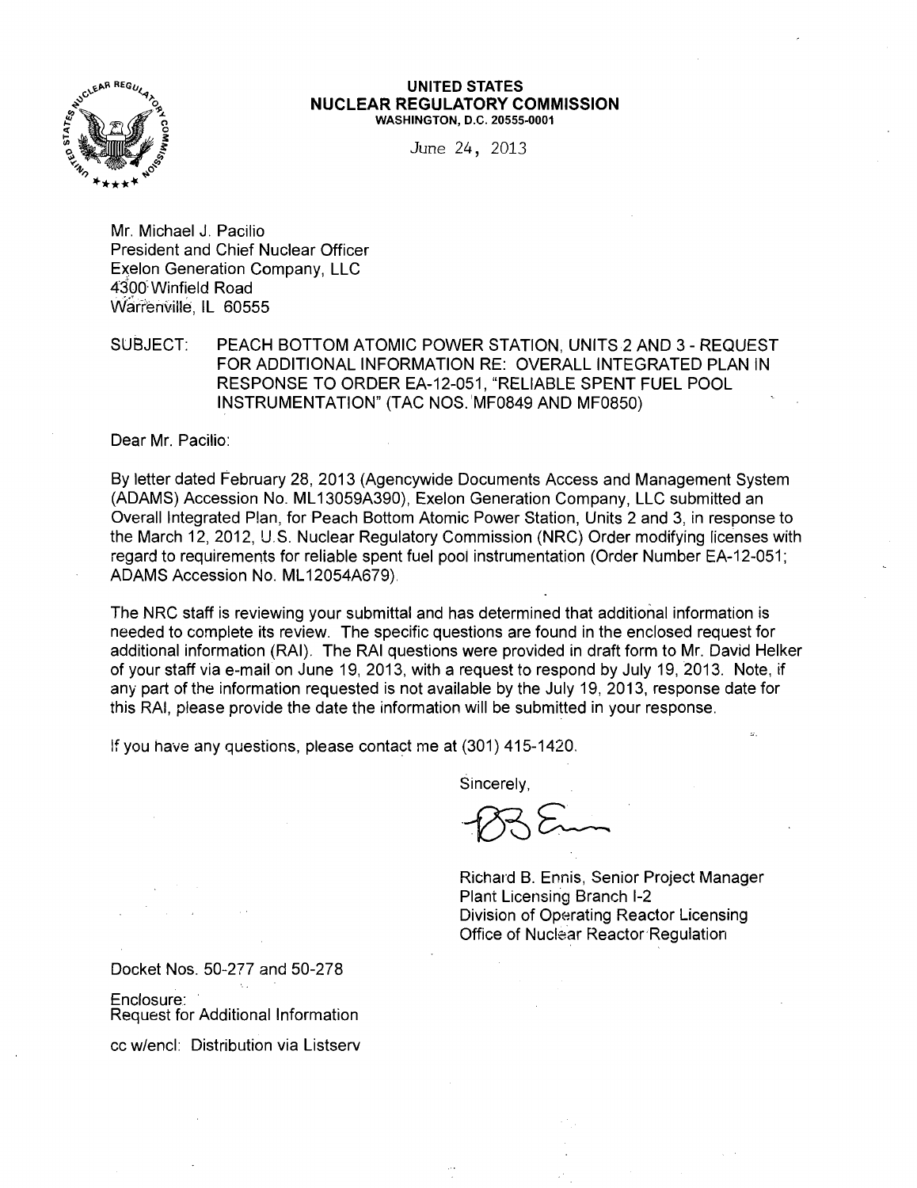**UNITED STATES**
**NUCLEAR REGULATORY COMMISSION**
WASHINGTON, D.C. 20555-0001

June 24, 2013

Mr. Michael J. Pacilio
President and Chief Nuclear Officer
Exelon Generation Company, LLC
4300 Winfield Road
Warrenville, IL 60555

SUBJECT: PEACH BOTTOM ATOMIC POWER STATION, UNITS 2 AND 3 - REQUEST FOR ADDITIONAL INFORMATION RE: OVERALL INTEGRATED PLAN IN RESPONSE TO ORDER EA-12-051, "RELIABLE SPENT FUEL POOL INSTRUMENTATION" (TAC NOS. MF0849 AND MF0850)

Dear Mr. Pacilio:

By letter dated February 28, 2013 (Agencywide Documents Access and Management System (ADAMS) Accession No. ML13059A390), Exelon Generation Company, LLC submitted an Overall Integrated Plan, for Peach Bottom Atomic Power Station, Units 2 and 3, in response to the March 12, 2012, U.S. Nuclear Regulatory Commission (NRC) Order modifying licenses with regard to requirements for reliable spent fuel pool instrumentation (Order Number EA-12-051; ADAMS Accession No. ML12054A679).

The NRC staff is reviewing your submittal and has determined that additional information is needed to complete its review. The specific questions are found in the enclosed request for additional information (RAI). The RAI questions were provided in draft form to Mr. David Helker of your staff via e-mail on June 19, 2013, with a request to respond by July 19, 2013. Note, if any part of the information requested is not available by the July 19, 2013, response date for this RAI, please provide the date the information will be submitted in your response.

If you have any questions, please contact me at (301) 415-1420.

Sincerely,

Richard B. Ennis, Senior Project Manager
Plant Licensing Branch I-2
Division of Operating Reactor Licensing
Office of Nuclear Reactor Regulation

Docket Nos. 50-277 and 50-278

Enclosure:
Request for Additional Information

cc w/encl: Distribution via Listserv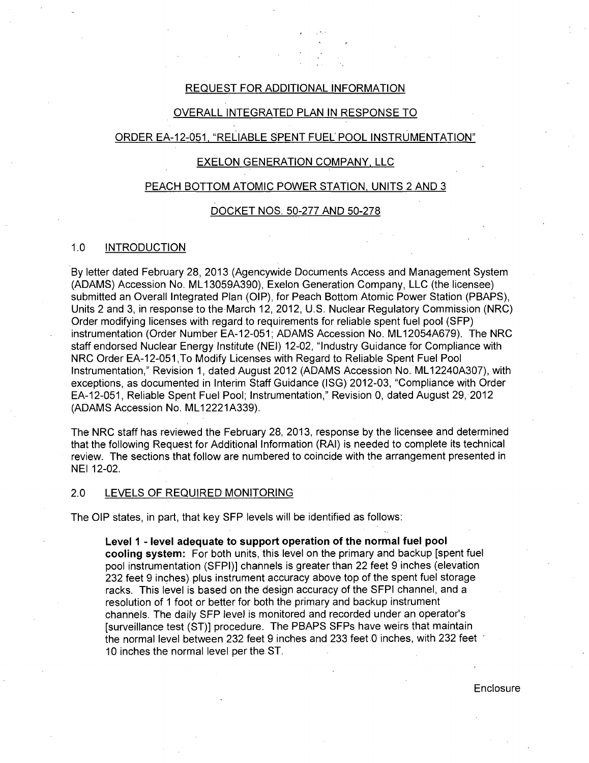REQUEST FOR ADDITIONAL INFORMATION

OVERALL INTEGRATED PLAN IN RESPONSE TO

ORDER EA-12-051, "RELIABLE SPENT FUEL POOL INSTRUMENTATION"

EXELON GENERATION COMPANY, LLC

PEACH BOTTOM ATOMIC POWER STATION, UNITS 2 AND 3

DOCKET NOS. 50-277 AND 50-278

## 1.0 INTRODUCTION

By letter dated February 28, 2013 (Agencywide Documents Access and Management System (ADAMS) Accession No. ML13059A390), Exelon Generation Company, LLC (the licensee) submitted an Overall Integrated Plan (OIP), for Peach Bottom Atomic Power Station (PBAPS), Units 2 and 3, in response to the March 12, 2012, U.S. Nuclear Regulatory Commission (NRC) Order modifying licenses with regard to requirements for reliable spent fuel pool (SFP) instrumentation (Order Number EA-12-051; ADAMS Accession No. ML12054A679). The NRC staff endorsed Nuclear Energy Institute (NEI) 12-02, "Industry Guidance for Compliance with NRC Order EA-12-051,To Modify Licenses with Regard to Reliable Spent Fuel Pool Instrumentation," Revision 1, dated August 2012 (ADAMS Accession No. ML12240A307), with exceptions, as documented in Interim Staff Guidance (ISG) 2012-03, "Compliance with Order EA-12-051, Reliable Spent Fuel Pool; Instrumentation," Revision 0, dated August 29, 2012 (ADAMS Accession No. ML12221A339).

The NRC staff has reviewed the February 28, 2013, response by the licensee and determined that the following Request for Additional Information (RAI) is needed to complete its technical review. The sections that follow are numbered to coincide with the arrangement presented in NEI 12-02.

## 2.0 LEVELS OF REQUIRED MONITORING

The OIP states, in part, that key SFP levels will be identified as follows:

> **Level 1 - level adequate to support operation of the normal fuel pool cooling system:** For both units, this level on the primary and backup [spent fuel pool instrumentation (SFPI)] channels is greater than 22 feet 9 inches (elevation 232 feet 9 inches) plus instrument accuracy above top of the spent fuel storage racks. This level is based on the design accuracy of the SFPI channel, and a resolution of 1 foot or better for both the primary and backup instrument channels. The daily SFP level is monitored and recorded under an operator's [surveillance test (ST)] procedure. The PBAPS SFPs have weirs that maintain the normal level between 232 feet 9 inches and 233 feet 0 inches, with 232 feet 10 inches the normal level per the ST.

Enclosure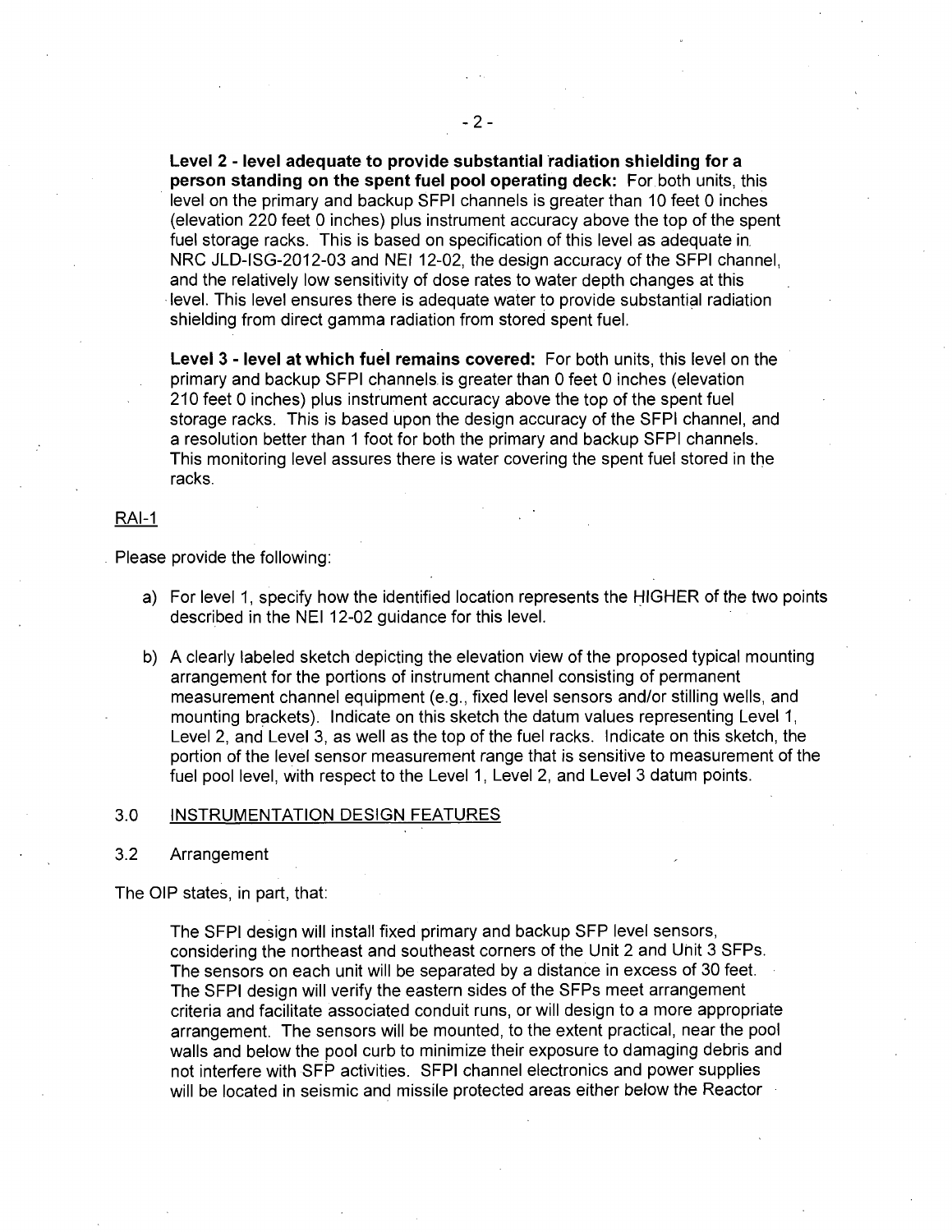**Level 2 - level adequate to provide substantial radiation shielding for a person standing on the spent fuel pool operating deck:** For both units, this level on the primary and backup SFPI channels is greater than 10 feet 0 inches (elevation 220 feet 0 inches) plus instrument accuracy above the top of the spent fuel storage racks. This is based on specification of this level as adequate in NRC JLD-ISG-2012-03 and NEI 12-02, the design accuracy of the SFPI channel, and the relatively low sensitivity of dose rates to water depth changes at this level. This level ensures there is adequate water to provide substantial radiation shielding from direct gamma radiation from stored spent fuel.

**Level 3 - level at which fuel remains covered:** For both units, this level on the primary and backup SFPI channels is greater than 0 feet 0 inches (elevation 210 feet 0 inches) plus instrument accuracy above the top of the spent fuel storage racks. This is based upon the design accuracy of the SFPI channel, and a resolution better than 1 foot for both the primary and backup SFPI channels. This monitoring level assures there is water covering the spent fuel stored in the racks.

RAI-1

Please provide the following:

a) For level 1, specify how the identified location represents the HIGHER of the two points described in the NEI 12-02 guidance for this level.

b) A clearly labeled sketch depicting the elevation view of the proposed typical mounting arrangement for the portions of instrument channel consisting of permanent measurement channel equipment (e.g., fixed level sensors and/or stilling wells, and mounting brackets). Indicate on this sketch the datum values representing Level 1, Level 2, and Level 3, as well as the top of the fuel racks. Indicate on this sketch, the portion of the level sensor measurement range that is sensitive to measurement of the fuel pool level, with respect to the Level 1, Level 2, and Level 3 datum points.

## 3.0 INSTRUMENTATION DESIGN FEATURES

### 3.2 Arrangement

The OIP states, in part, that:

> The SFPI design will install fixed primary and backup SFP level sensors, considering the northeast and southeast corners of the Unit 2 and Unit 3 SFPs. The sensors on each unit will be separated by a distance in excess of 30 feet. The SFPI design will verify the eastern sides of the SFPs meet arrangement criteria and facilitate associated conduit runs, or will design to a more appropriate arrangement. The sensors will be mounted, to the extent practical, near the pool walls and below the pool curb to minimize their exposure to damaging debris and not interfere with SFP activities. SFPI channel electronics and power supplies will be located in seismic and missile protected areas either below the Reactor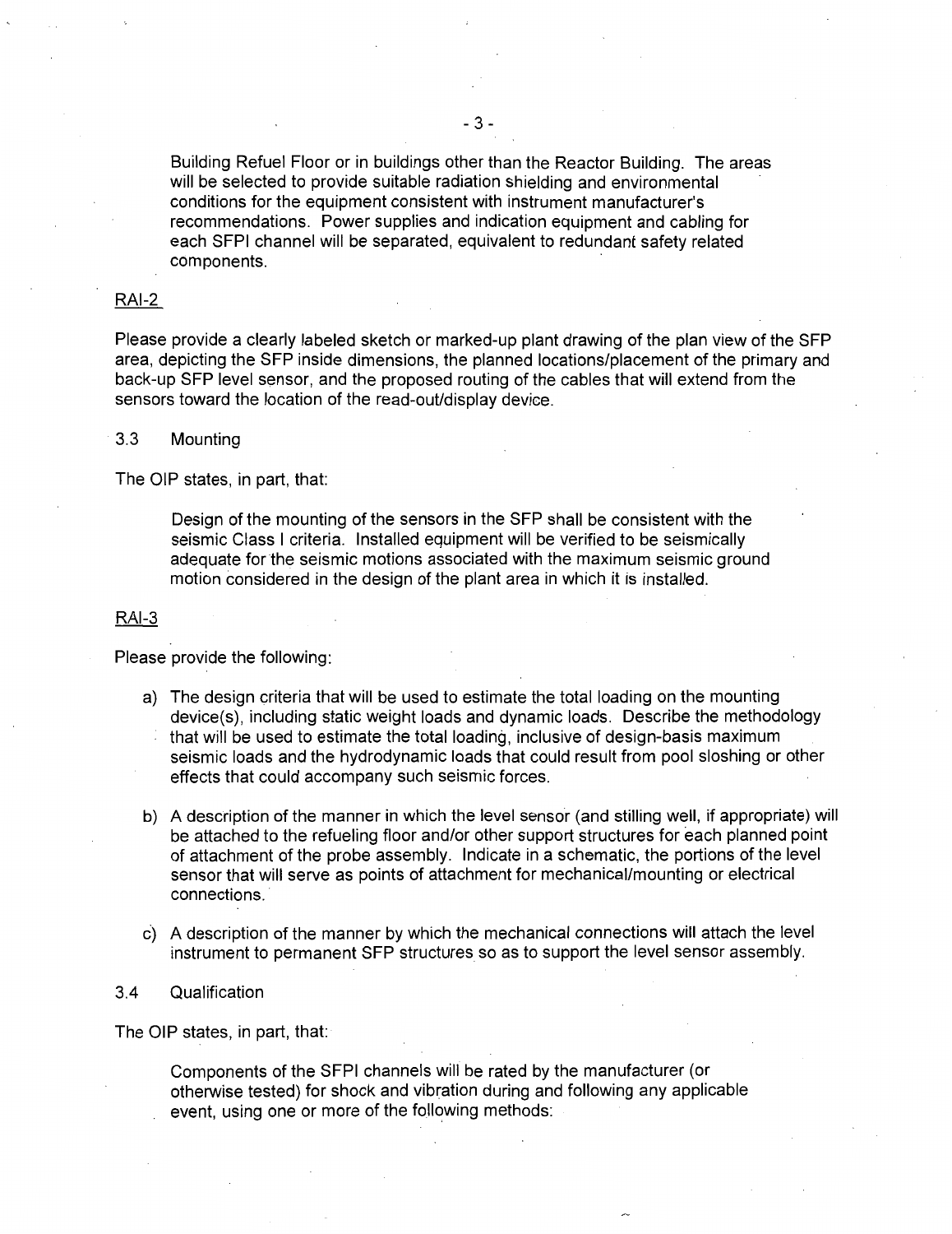Building Refuel Floor or in buildings other than the Reactor Building. The areas will be selected to provide suitable radiation shielding and environmental conditions for the equipment consistent with instrument manufacturer's recommendations. Power supplies and indication equipment and cabling for each SFPI channel will be separated, equivalent to redundant safety related components.

RAI-2

Please provide a clearly labeled sketch or marked-up plant drawing of the plan view of the SFP area, depicting the SFP inside dimensions, the planned locations/placement of the primary and back-up SFP level sensor, and the proposed routing of the cables that will extend from the sensors toward the location of the read-out/display device.

3.3 Mounting

The OIP states, in part, that:

> Design of the mounting of the sensors in the SFP shall be consistent with the seismic Class I criteria. Installed equipment will be verified to be seismically adequate for the seismic motions associated with the maximum seismic ground motion considered in the design of the plant area in which it is installed.

RAI-3

Please provide the following:

a) The design criteria that will be used to estimate the total loading on the mounting device(s), including static weight loads and dynamic loads. Describe the methodology that will be used to estimate the total loading, inclusive of design-basis maximum seismic loads and the hydrodynamic loads that could result from pool sloshing or other effects that could accompany such seismic forces.

b) A description of the manner in which the level sensor (and stilling well, if appropriate) will be attached to the refueling floor and/or other support structures for each planned point of attachment of the probe assembly. Indicate in a schematic, the portions of the level sensor that will serve as points of attachment for mechanical/mounting or electrical connections.

c) A description of the manner by which the mechanical connections will attach the level instrument to permanent SFP structures so as to support the level sensor assembly.

3.4 Qualification

The OIP states, in part, that:

> Components of the SFPI channels will be rated by the manufacturer (or otherwise tested) for shock and vibration during and following any applicable event, using one or more of the following methods: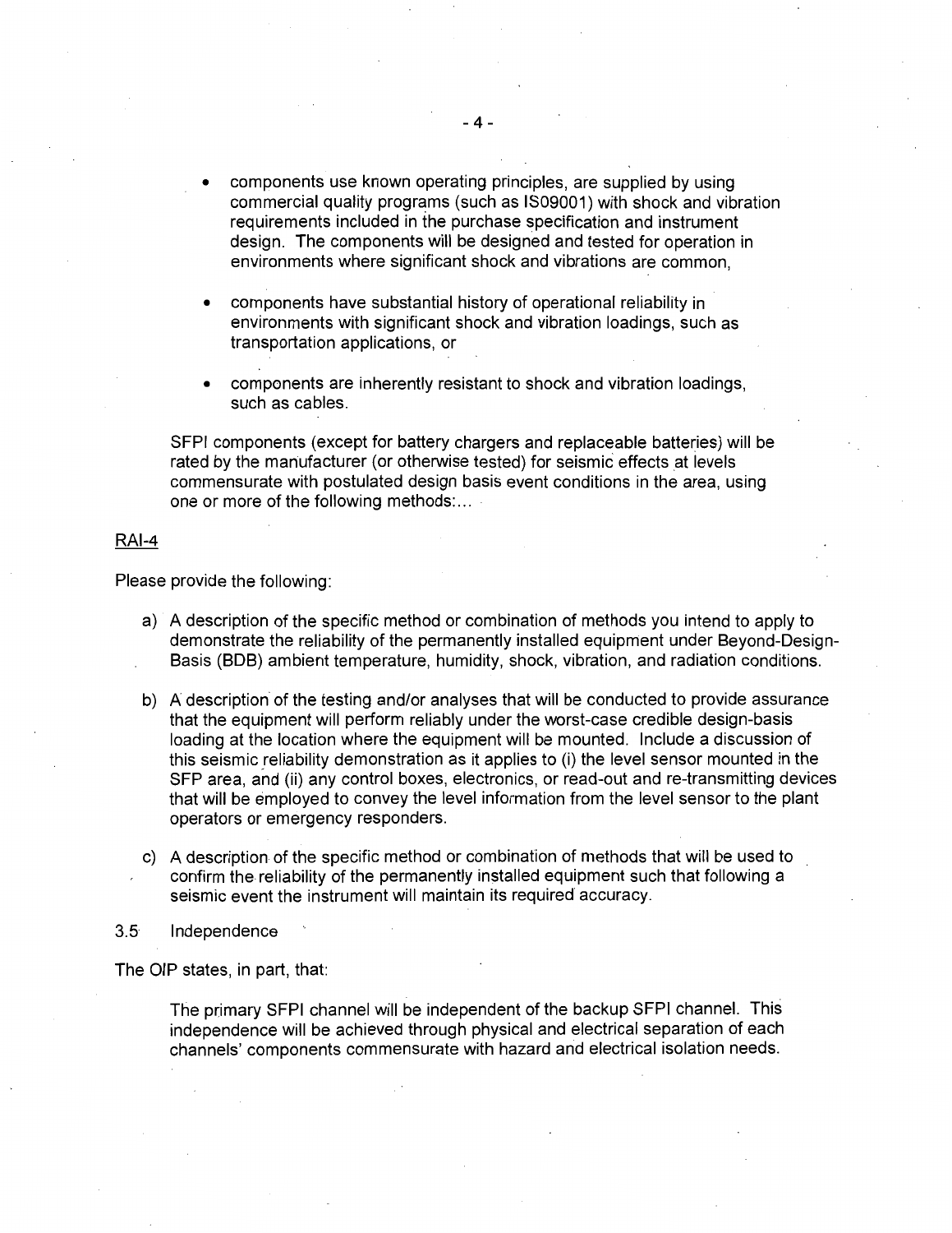- components use known operating principles, are supplied by using commercial quality programs (such as ISO9001) with shock and vibration requirements included in the purchase specification and instrument design. The components will be designed and tested for operation in environments where significant shock and vibrations are common,

- components have substantial history of operational reliability in environments with significant shock and vibration loadings, such as transportation applications, or

- components are inherently resistant to shock and vibration loadings, such as cables.

SFPI components (except for battery chargers and replaceable batteries) will be rated by the manufacturer (or otherwise tested) for seismic effects at levels commensurate with postulated design basis event conditions in the area, using one or more of the following methods:...

RAI-4

Please provide the following:

a) A description of the specific method or combination of methods you intend to apply to demonstrate the reliability of the permanently installed equipment under Beyond-Design-Basis (BDB) ambient temperature, humidity, shock, vibration, and radiation conditions.

b) A description of the testing and/or analyses that will be conducted to provide assurance that the equipment will perform reliably under the worst-case credible design-basis loading at the location where the equipment will be mounted. Include a discussion of this seismic reliability demonstration as it applies to (i) the level sensor mounted in the SFP area, and (ii) any control boxes, electronics, or read-out and re-transmitting devices that will be employed to convey the level information from the level sensor to the plant operators or emergency responders.

c) A description of the specific method or combination of methods that will be used to confirm the reliability of the permanently installed equipment such that following a seismic event the instrument will maintain its required accuracy.

## 3.5 Independence

The OIP states, in part, that:

> The primary SFPI channel will be independent of the backup SFPI channel. This independence will be achieved through physical and electrical separation of each channels' components commensurate with hazard and electrical isolation needs.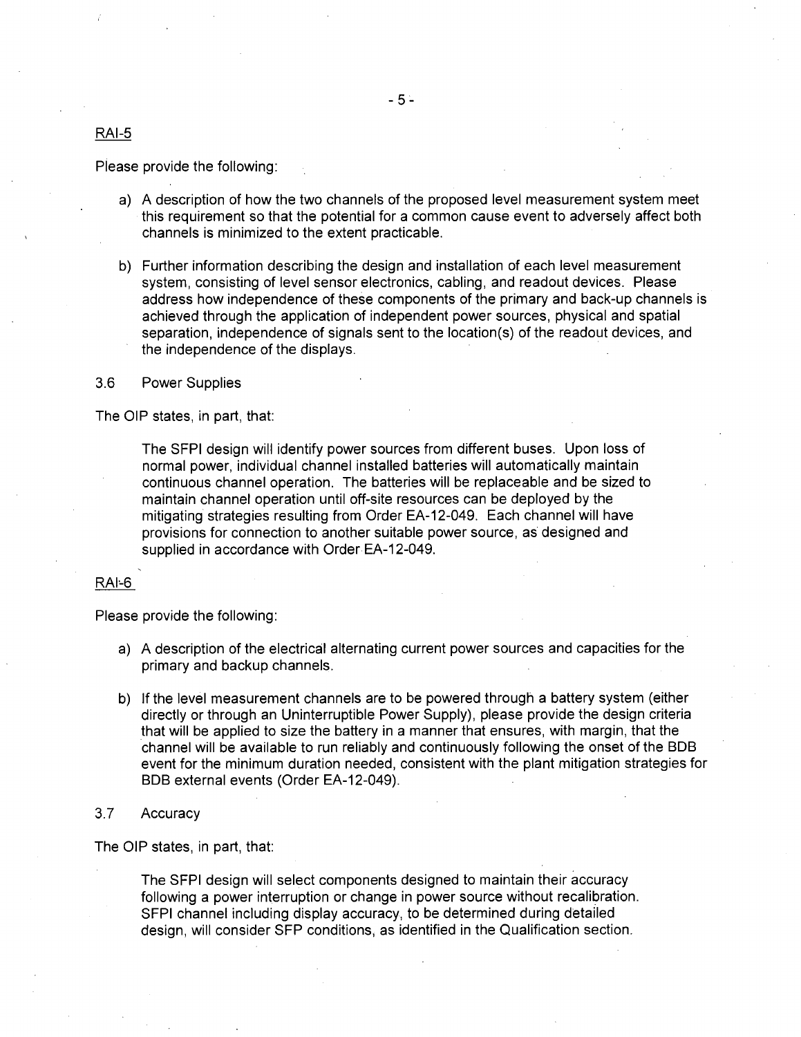RAI-5

Please provide the following:

a) A description of how the two channels of the proposed level measurement system meet this requirement so that the potential for a common cause event to adversely affect both channels is minimized to the extent practicable.

b) Further information describing the design and installation of each level measurement system, consisting of level sensor electronics, cabling, and readout devices. Please address how independence of these components of the primary and back-up channels is achieved through the application of independent power sources, physical and spatial separation, independence of signals sent to the location(s) of the readout devices, and the independence of the displays.

3.6 Power Supplies

The OIP states, in part, that:

> The SFPI design will identify power sources from different buses. Upon loss of normal power, individual channel installed batteries will automatically maintain continuous channel operation. The batteries will be replaceable and be sized to maintain channel operation until off-site resources can be deployed by the mitigating strategies resulting from Order EA-12-049. Each channel will have provisions for connection to another suitable power source, as designed and supplied in accordance with Order EA-12-049.

RAI-6

Please provide the following:

a) A description of the electrical alternating current power sources and capacities for the primary and backup channels.

b) If the level measurement channels are to be powered through a battery system (either directly or through an Uninterruptible Power Supply), please provide the design criteria that will be applied to size the battery in a manner that ensures, with margin, that the channel will be available to run reliably and continuously following the onset of the BDB event for the minimum duration needed, consistent with the plant mitigation strategies for BDB external events (Order EA-12-049).

3.7 Accuracy

The OIP states, in part, that:

> The SFPI design will select components designed to maintain their accuracy following a power interruption or change in power source without recalibration. SFPI channel including display accuracy, to be determined during detailed design, will consider SFP conditions, as identified in the Qualification section.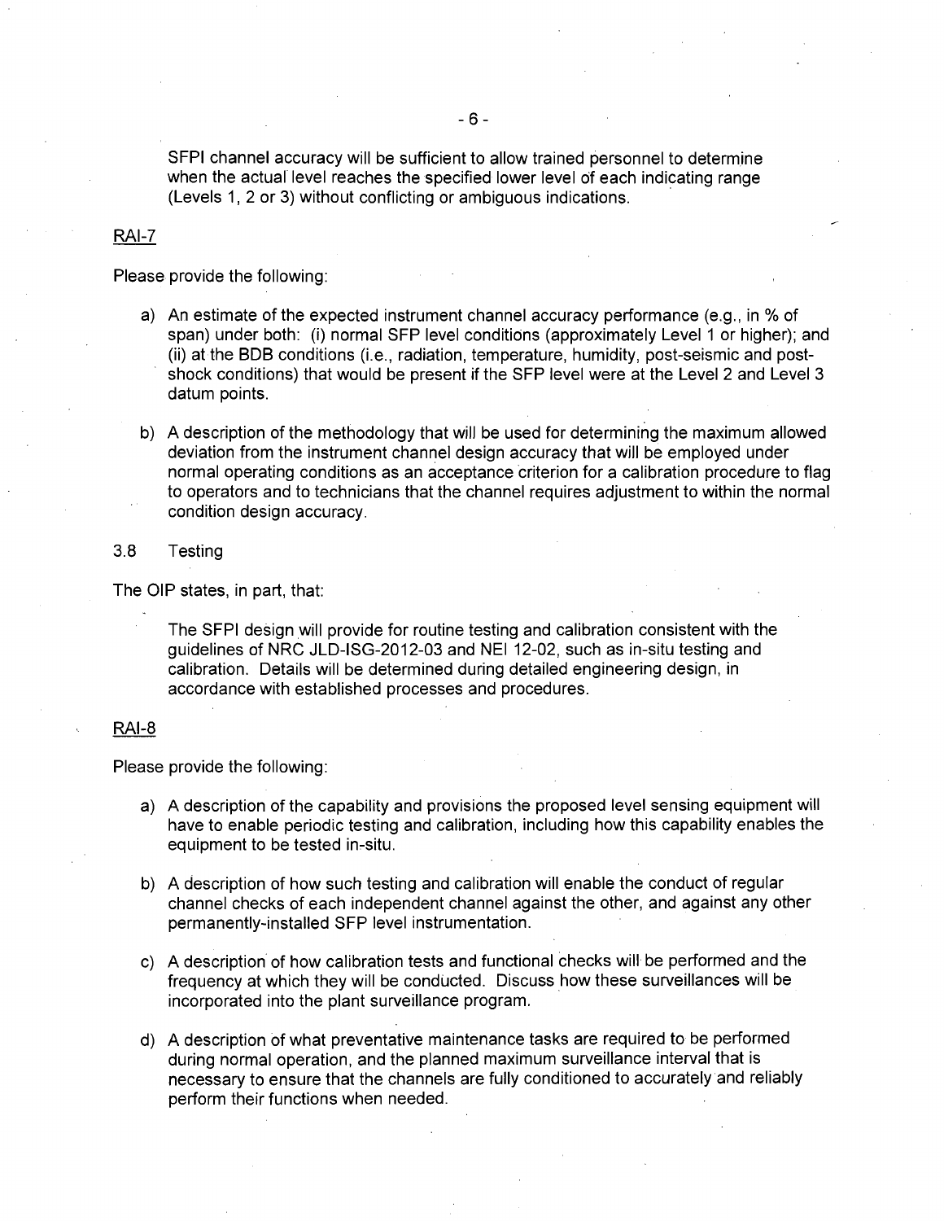SFPI channel accuracy will be sufficient to allow trained personnel to determine when the actual level reaches the specified lower level of each indicating range (Levels 1, 2 or 3) without conflicting or ambiguous indications.

RAI-7

Please provide the following:

a) An estimate of the expected instrument channel accuracy performance (e.g., in % of span) under both: (i) normal SFP level conditions (approximately Level 1 or higher); and (ii) at the BDB conditions (i.e., radiation, temperature, humidity, post-seismic and post-shock conditions) that would be present if the SFP level were at the Level 2 and Level 3 datum points.

b) A description of the methodology that will be used for determining the maximum allowed deviation from the instrument channel design accuracy that will be employed under normal operating conditions as an acceptance criterion for a calibration procedure to flag to operators and to technicians that the channel requires adjustment to within the normal condition design accuracy.

3.8 Testing

The OIP states, in part, that:

> The SFPI design will provide for routine testing and calibration consistent with the guidelines of NRC JLD-ISG-2012-03 and NEI 12-02, such as in-situ testing and calibration. Details will be determined during detailed engineering design, in accordance with established processes and procedures.

RAI-8

Please provide the following:

a) A description of the capability and provisions the proposed level sensing equipment will have to enable periodic testing and calibration, including how this capability enables the equipment to be tested in-situ.

b) A description of how such testing and calibration will enable the conduct of regular channel checks of each independent channel against the other, and against any other permanently-installed SFP level instrumentation.

c) A description of how calibration tests and functional checks will be performed and the frequency at which they will be conducted. Discuss how these surveillances will be incorporated into the plant surveillance program.

d) A description of what preventative maintenance tasks are required to be performed during normal operation, and the planned maximum surveillance interval that is necessary to ensure that the channels are fully conditioned to accurately and reliably perform their functions when needed.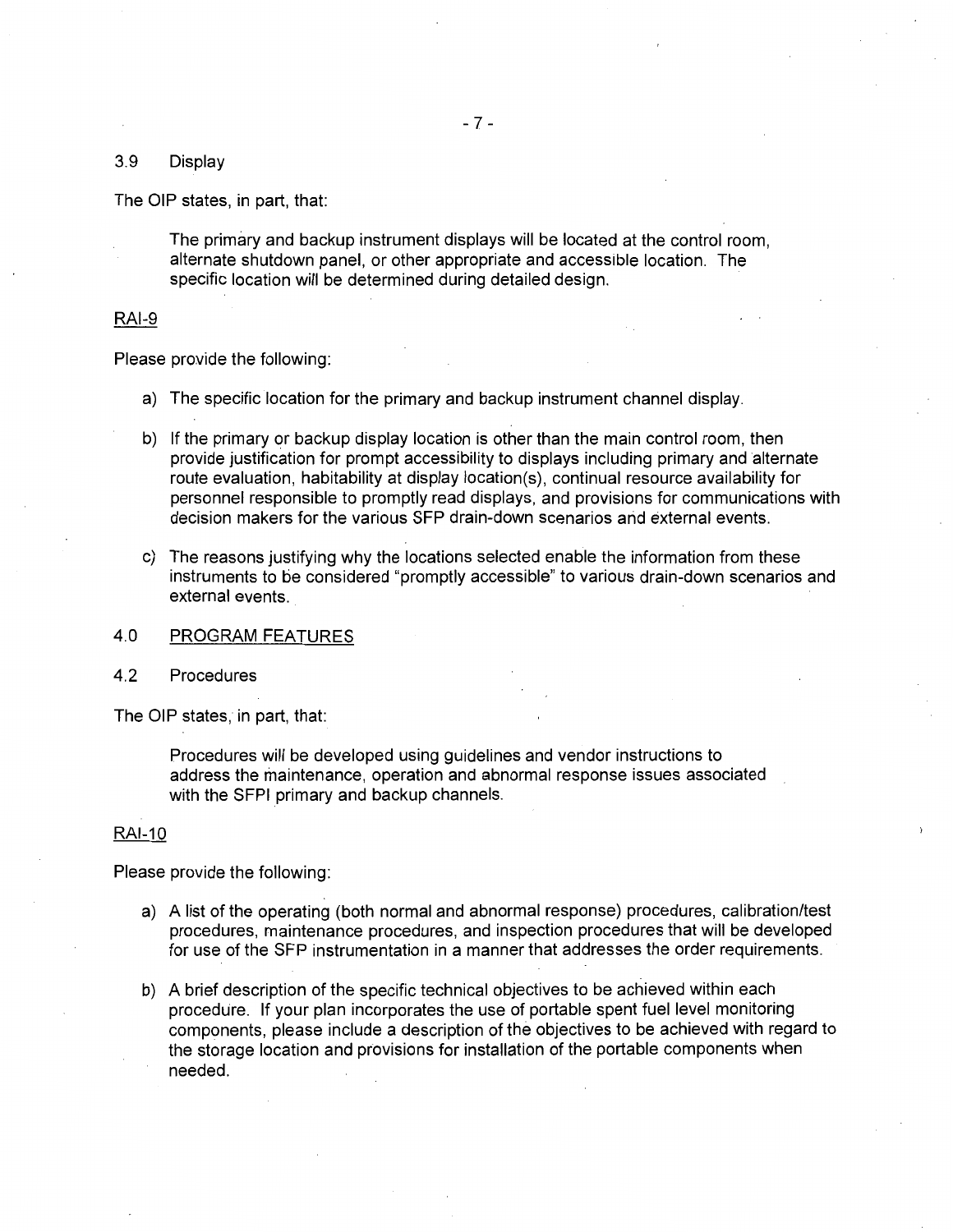## 3.9 Display

The OIP states, in part, that:

> The primary and backup instrument displays will be located at the control room, alternate shutdown panel, or other appropriate and accessible location. The specific location will be determined during detailed design.

RAI-9

Please provide the following:

a) The specific location for the primary and backup instrument channel display.

b) If the primary or backup display location is other than the main control room, then provide justification for prompt accessibility to displays including primary and alternate route evaluation, habitability at display location(s), continual resource availability for personnel responsible to promptly read displays, and provisions for communications with decision makers for the various SFP drain-down scenarios and external events.

c) The reasons justifying why the locations selected enable the information from these instruments to be considered "promptly accessible" to various drain-down scenarios and external events.

# 4.0 PROGRAM FEATURES

## 4.2 Procedures

The OIP states, in part, that:

> Procedures will be developed using guidelines and vendor instructions to address the maintenance, operation and abnormal response issues associated with the SFPI primary and backup channels.

RAI-10

Please provide the following:

a) A list of the operating (both normal and abnormal response) procedures, calibration/test procedures, maintenance procedures, and inspection procedures that will be developed for use of the SFP instrumentation in a manner that addresses the order requirements.

b) A brief description of the specific technical objectives to be achieved within each procedure. If your plan incorporates the use of portable spent fuel level monitoring components, please include a description of the objectives to be achieved with regard to the storage location and provisions for installation of the portable components when needed.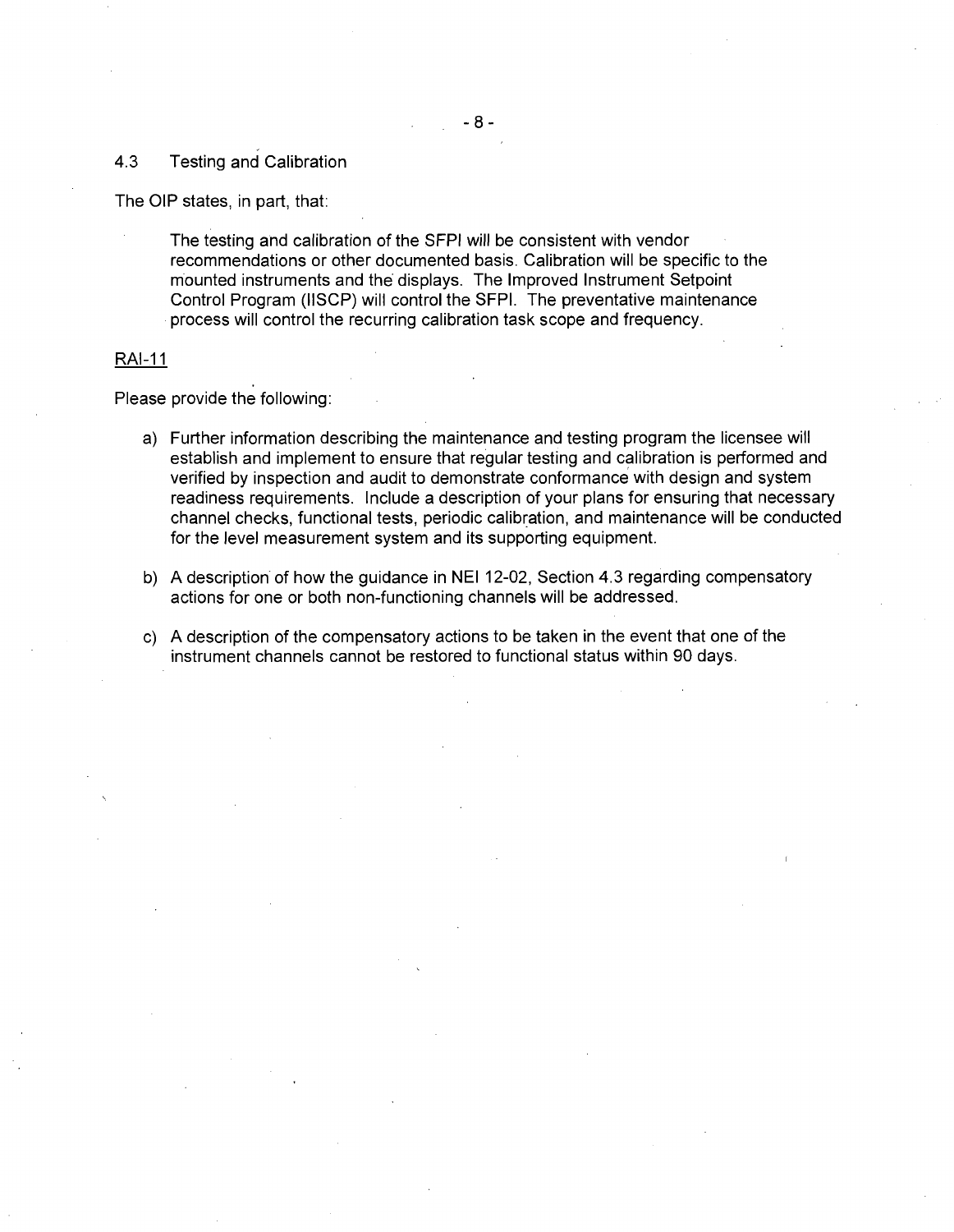## 4.3 Testing and Calibration

The OIP states, in part, that:

> The testing and calibration of the SFPI will be consistent with vendor recommendations or other documented basis. Calibration will be specific to the mounted instruments and the displays. The Improved Instrument Setpoint Control Program (IISCP) will control the SFPI. The preventative maintenance process will control the recurring calibration task scope and frequency.

<u>RAI-11</u>

Please provide the following:

a) Further information describing the maintenance and testing program the licensee will establish and implement to ensure that regular testing and calibration is performed and verified by inspection and audit to demonstrate conformance with design and system readiness requirements. Include a description of your plans for ensuring that necessary channel checks, functional tests, periodic calibration, and maintenance will be conducted for the level measurement system and its supporting equipment.

b) A description of how the guidance in NEI 12-02, Section 4.3 regarding compensatory actions for one or both non-functioning channels will be addressed.

c) A description of the compensatory actions to be taken in the event that one of the instrument channels cannot be restored to functional status within 90 days.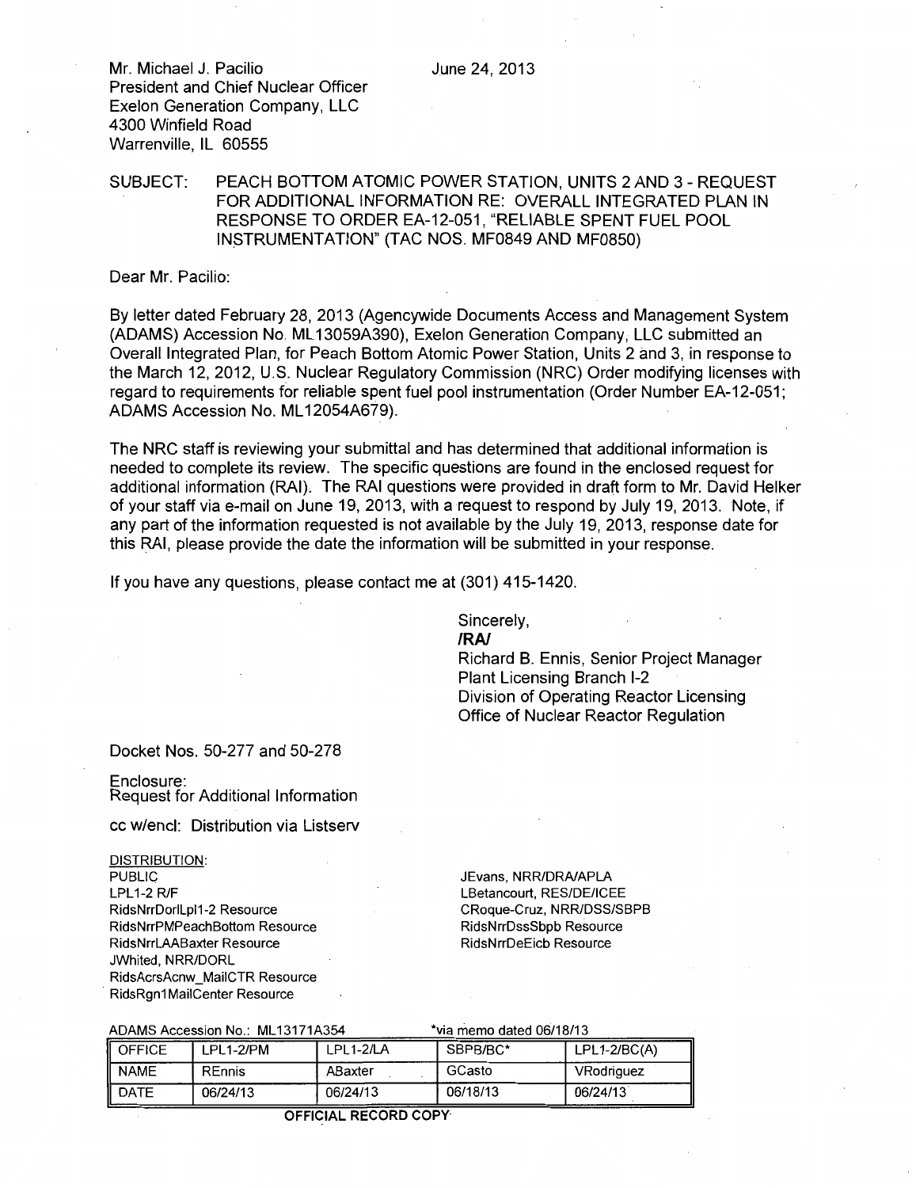Mr. Michael J. Pacilio
President and Chief Nuclear Officer
Exelon Generation Company, LLC
4300 Winfield Road
Warrenville, IL 60555

June 24, 2013

SUBJECT: PEACH BOTTOM ATOMIC POWER STATION, UNITS 2 AND 3 - REQUEST FOR ADDITIONAL INFORMATION RE: OVERALL INTEGRATED PLAN IN RESPONSE TO ORDER EA-12-051, "RELIABLE SPENT FUEL POOL INSTRUMENTATION" (TAC NOS. MF0849 AND MF0850)

Dear Mr. Pacilio:

By letter dated February 28, 2013 (Agencywide Documents Access and Management System (ADAMS) Accession No. ML13059A390), Exelon Generation Company, LLC submitted an Overall Integrated Plan, for Peach Bottom Atomic Power Station, Units 2 and 3, in response to the March 12, 2012, U.S. Nuclear Regulatory Commission (NRC) Order modifying licenses with regard to requirements for reliable spent fuel pool instrumentation (Order Number EA-12-051; ADAMS Accession No. ML12054A679).

The NRC staff is reviewing your submittal and has determined that additional information is needed to complete its review. The specific questions are found in the enclosed request for additional information (RAI). The RAI questions were provided in draft form to Mr. David Helker of your staff via e-mail on June 19, 2013, with a request to respond by July 19, 2013. Note, if any part of the information requested is not available by the July 19, 2013, response date for this RAI, please provide the date the information will be submitted in your response.

If you have any questions, please contact me at (301) 415-1420.

Sincerely,
**/RA/**
Richard B. Ennis, Senior Project Manager
Plant Licensing Branch I-2
Division of Operating Reactor Licensing
Office of Nuclear Reactor Regulation

Docket Nos. 50-277 and 50-278

Enclosure:
Request for Additional Information

cc w/encl: Distribution via Listserv

DISTRIBUTION:
PUBLIC
LPL1-2 R/F
RidsNrrDorlLpl1-2 Resource
RidsNrrPMPeachBottom Resource
RidsNrrLAABaxter Resource
JWhited, NRR/DORL
RidsAcrsAcnw_MailCTR Resource
RidsRgn1MailCenter Resource
JEvans, NRR/DRA/APLA
LBetancourt, RES/DE/ICEE
CRoque-Cruz, NRR/DSS/SBPB
RidsNrrDssSbpb Resource
RidsNrrDeEicb Resource

ADAMS Accession No.: ML13171A354    *via memo dated 06/18/13

| OFFICE | LPL1-2/PM | LPL1-2/LA | SBPB/BC* | LPL1-2/BC(A) |
|---|---|---|---|---|
| NAME | REnnis | ABaxter | GCasto | VRodriguez |
| DATE | 06/24/13 | 06/24/13 | 06/18/13 | 06/24/13 |

**OFFICIAL RECORD COPY**